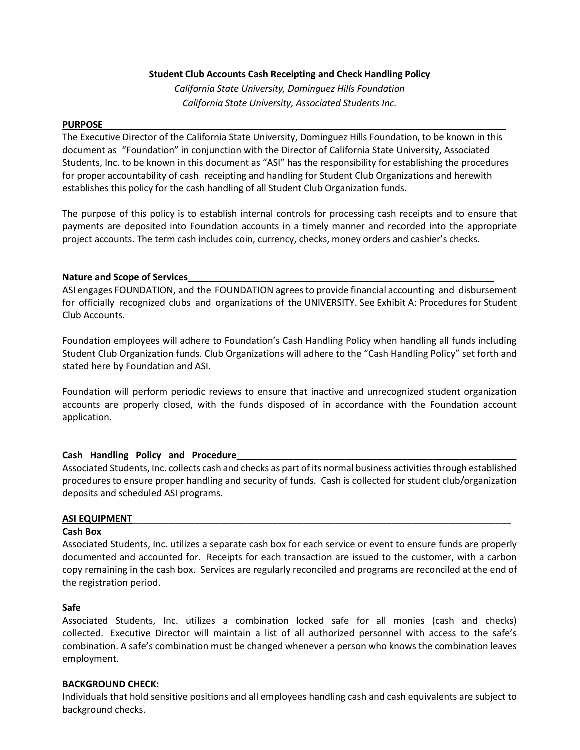**Student Club Accounts Cash Receipting and Check Handling Policy**

*California State University, Dominguez Hills Foundation*

*California State University, Associated Students Inc.*

## PURPOSE

The Executive Director of the California State University, Dominguez Hills Foundation, to be known in this document as "Foundation" in conjunction with the Director of California State University, Associated Students, Inc. to be known in this document as "ASI" has the responsibility for establishing the procedures for proper accountability of cash receipting and handling for Student Club Organizations and herewith establishes this policy for the cash handling of all Student Club Organization funds.

The purpose of this policy is to establish internal controls for processing cash receipts and to ensure that payments are deposited into Foundation accounts in a timely manner and recorded into the appropriate project accounts. The term cash includes coin, currency, checks, money orders and cashier's checks.

## Nature and Scope of Services

ASI engages FOUNDATION, and the FOUNDATION agrees to provide financial accounting and disbursement for officially recognized clubs and organizations of the UNIVERSITY. See Exhibit A: Procedures for Student Club Accounts.

Foundation employees will adhere to Foundation's Cash Handling Policy when handling all funds including Student Club Organization funds. Club Organizations will adhere to the "Cash Handling Policy" set forth and stated here by Foundation and ASI.

Foundation will perform periodic reviews to ensure that inactive and unrecognized student organization accounts are properly closed, with the funds disposed of in accordance with the Foundation account application.

## Cash Handling Policy and Procedure

Associated Students, Inc. collects cash and checks as part of its normal business activities through established procedures to ensure proper handling and security of funds. Cash is collected for student club/organization deposits and scheduled ASI programs.

## ASI EQUIPMENT

### Cash Box

Associated Students, Inc. utilizes a separate cash box for each service or event to ensure funds are properly documented and accounted for. Receipts for each transaction are issued to the customer, with a carbon copy remaining in the cash box. Services are regularly reconciled and programs are reconciled at the end of the registration period.

### Safe

Associated Students, Inc. utilizes a combination locked safe for all monies (cash and checks) collected. Executive Director will maintain a list of all authorized personnel with access to the safe's combination. A safe's combination must be changed whenever a person who knows the combination leaves employment.

### BACKGROUND CHECK:

Individuals that hold sensitive positions and all employees handling cash and cash equivalents are subject to background checks.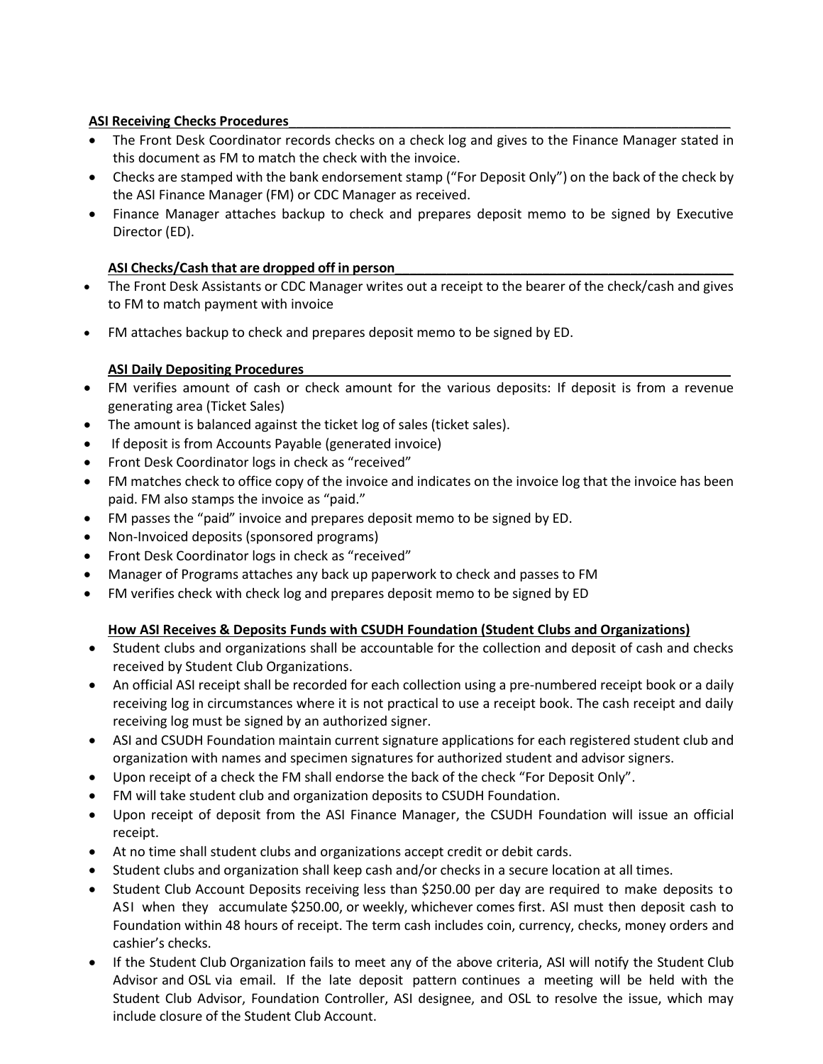**ASI Receiving Checks Procedures**

- The Front Desk Coordinator records checks on a check log and gives to the Finance Manager stated in this document as FM to match the check with the invoice.
- Checks are stamped with the bank endorsement stamp ("For Deposit Only") on the back of the check by the ASI Finance Manager (FM) or CDC Manager as received.
- Finance Manager attaches backup to check and prepares deposit memo to be signed by Executive Director (ED).

**ASI Checks/Cash that are dropped off in person**

- The Front Desk Assistants or CDC Manager writes out a receipt to the bearer of the check/cash and gives to FM to match payment with invoice
- FM attaches backup to check and prepares deposit memo to be signed by ED.

**ASI Daily Depositing Procedures**

- FM verifies amount of cash or check amount for the various deposits: If deposit is from a revenue generating area (Ticket Sales)
- The amount is balanced against the ticket log of sales (ticket sales).
- If deposit is from Accounts Payable (generated invoice)
- Front Desk Coordinator logs in check as "received"
- FM matches check to office copy of the invoice and indicates on the invoice log that the invoice has been paid. FM also stamps the invoice as "paid."
- FM passes the "paid" invoice and prepares deposit memo to be signed by ED.
- Non-Invoiced deposits (sponsored programs)
- Front Desk Coordinator logs in check as "received"
- Manager of Programs attaches any back up paperwork to check and passes to FM
- FM verifies check with check log and prepares deposit memo to be signed by ED

**How ASI Receives & Deposits Funds with CSUDH Foundation (Student Clubs and Organizations)**

- Student clubs and organizations shall be accountable for the collection and deposit of cash and checks received by Student Club Organizations.
- An official ASI receipt shall be recorded for each collection using a pre-numbered receipt book or a daily receiving log in circumstances where it is not practical to use a receipt book. The cash receipt and daily receiving log must be signed by an authorized signer.
- ASI and CSUDH Foundation maintain current signature applications for each registered student club and organization with names and specimen signatures for authorized student and advisor signers.
- Upon receipt of a check the FM shall endorse the back of the check "For Deposit Only".
- FM will take student club and organization deposits to CSUDH Foundation.
- Upon receipt of deposit from the ASI Finance Manager, the CSUDH Foundation will issue an official receipt.
- At no time shall student clubs and organizations accept credit or debit cards.
- Student clubs and organization shall keep cash and/or checks in a secure location at all times.
- Student Club Account Deposits receiving less than $250.00 per day are required to make deposits to ASI when they accumulate $250.00, or weekly, whichever comes first. ASI must then deposit cash to Foundation within 48 hours of receipt. The term cash includes coin, currency, checks, money orders and cashier's checks.
- If the Student Club Organization fails to meet any of the above criteria, ASI will notify the Student Club Advisor and OSL via email. If the late deposit pattern continues a meeting will be held with the Student Club Advisor, Foundation Controller, ASI designee, and OSL to resolve the issue, which may include closure of the Student Club Account.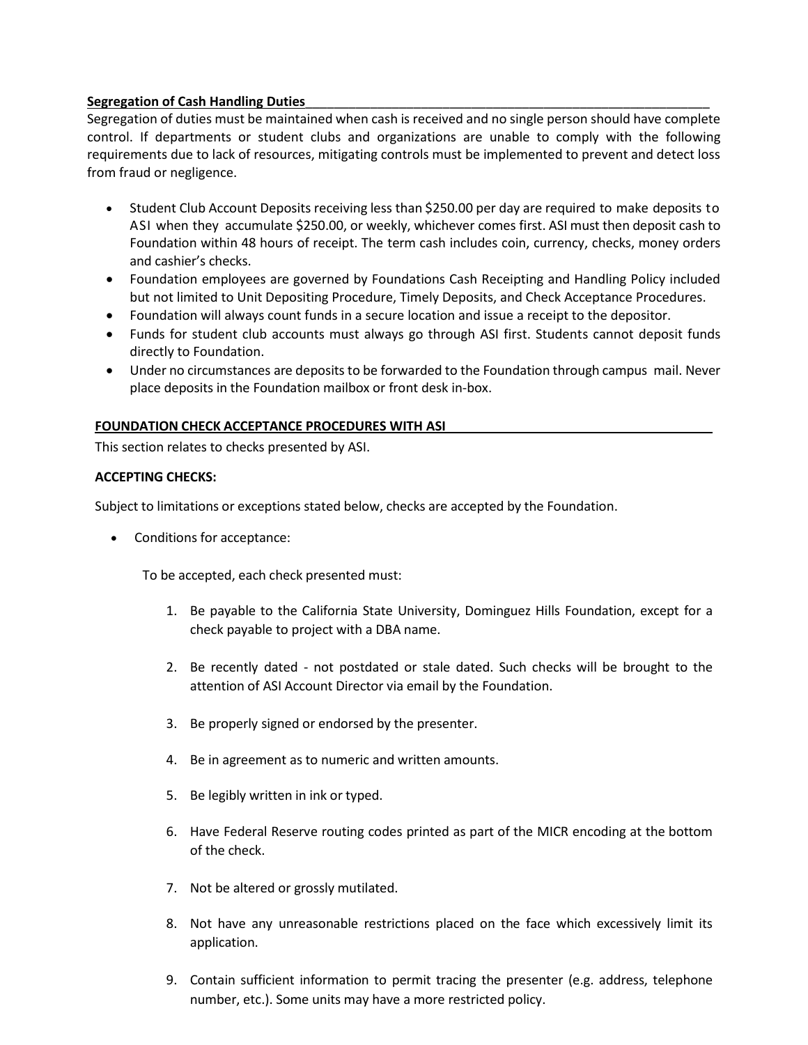**Segregation of Cash Handling Duties**

Segregation of duties must be maintained when cash is received and no single person should have complete control. If departments or student clubs and organizations are unable to comply with the following requirements due to lack of resources, mitigating controls must be implemented to prevent and detect loss from fraud or negligence.

- Student Club Account Deposits receiving less than $250.00 per day are required to make deposits to ASI when they accumulate $250.00, or weekly, whichever comes first. ASI must then deposit cash to Foundation within 48 hours of receipt. The term cash includes coin, currency, checks, money orders and cashier's checks.
- Foundation employees are governed by Foundations Cash Receipting and Handling Policy included but not limited to Unit Depositing Procedure, Timely Deposits, and Check Acceptance Procedures.
- Foundation will always count funds in a secure location and issue a receipt to the depositor.
- Funds for student club accounts must always go through ASI first. Students cannot deposit funds directly to Foundation.
- Under no circumstances are deposits to be forwarded to the Foundation through campus mail. Never place deposits in the Foundation mailbox or front desk in-box.

**FOUNDATION CHECK ACCEPTANCE PROCEDURES WITH ASI**

This section relates to checks presented by ASI.

**ACCEPTING CHECKS:**

Subject to limitations or exceptions stated below, checks are accepted by the Foundation.

- Conditions for acceptance:

  To be accepted, each check presented must:

  1. Be payable to the California State University, Dominguez Hills Foundation, except for a check payable to project with a DBA name.
  2. Be recently dated - not postdated or stale dated. Such checks will be brought to the attention of ASI Account Director via email by the Foundation.
  3. Be properly signed or endorsed by the presenter.
  4. Be in agreement as to numeric and written amounts.
  5. Be legibly written in ink or typed.
  6. Have Federal Reserve routing codes printed as part of the MICR encoding at the bottom of the check.
  7. Not be altered or grossly mutilated.
  8. Not have any unreasonable restrictions placed on the face which excessively limit its application.
  9. Contain sufficient information to permit tracing the presenter (e.g. address, telephone number, etc.). Some units may have a more restricted policy.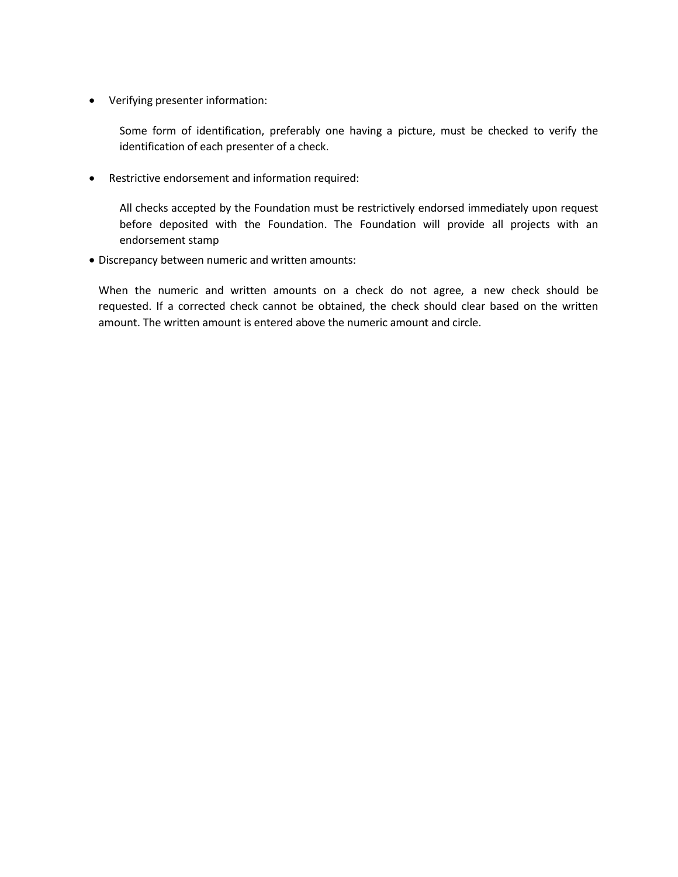- Verifying presenter information:

  Some form of identification, preferably one having a picture, must be checked to verify the identification of each presenter of a check.

- Restrictive endorsement and information required:

  All checks accepted by the Foundation must be restrictively endorsed immediately upon request before deposited with the Foundation. The Foundation will provide all projects with an endorsement stamp

- Discrepancy between numeric and written amounts:

  When the numeric and written amounts on a check do not agree, a new check should be requested. If a corrected check cannot be obtained, the check should clear based on the written amount. The written amount is entered above the numeric amount and circle.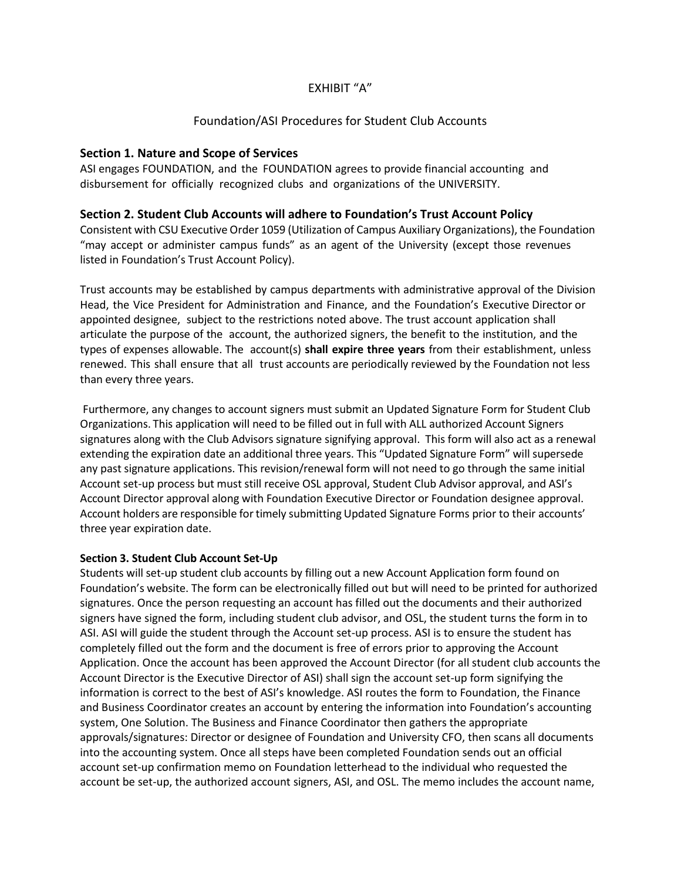EXHIBIT “A”

Foundation/ASI Procedures for Student Club Accounts

## Section 1. Nature and Scope of Services

ASI engages FOUNDATION, and the FOUNDATION agrees to provide financial accounting and disbursement for officially recognized clubs and organizations of the UNIVERSITY.

## Section 2. Student Club Accounts will adhere to Foundation’s Trust Account Policy

Consistent with CSU Executive Order 1059 (Utilization of Campus Auxiliary Organizations), the Foundation “may accept or administer campus funds” as an agent of the University (except those revenues listed in Foundation’s Trust Account Policy).

Trust accounts may be established by campus departments with administrative approval of the Division Head, the Vice President for Administration and Finance, and the Foundation’s Executive Director or appointed designee, subject to the restrictions noted above. The trust account application shall articulate the purpose of the account, the authorized signers, the benefit to the institution, and the types of expenses allowable. The account(s) **shall expire three years** from their establishment, unless renewed. This shall ensure that all trust accounts are periodically reviewed by the Foundation not less than every three years.

Furthermore, any changes to account signers must submit an Updated Signature Form for Student Club Organizations. This application will need to be filled out in full with ALL authorized Account Signers signatures along with the Club Advisors signature signifying approval. This form will also act as a renewal extending the expiration date an additional three years. This “Updated Signature Form” will supersede any past signature applications. This revision/renewal form will not need to go through the same initial Account set-up process but must still receive OSL approval, Student Club Advisor approval, and ASI’s Account Director approval along with Foundation Executive Director or Foundation designee approval. Account holders are responsible for timely submitting Updated Signature Forms prior to their accounts’ three year expiration date.

### Section 3. Student Club Account Set-Up

Students will set-up student club accounts by filling out a new Account Application form found on Foundation’s website. The form can be electronically filled out but will need to be printed for authorized signatures. Once the person requesting an account has filled out the documents and their authorized signers have signed the form, including student club advisor, and OSL, the student turns the form in to ASI. ASI will guide the student through the Account set-up process. ASI is to ensure the student has completely filled out the form and the document is free of errors prior to approving the Account Application. Once the account has been approved the Account Director (for all student club accounts the Account Director is the Executive Director of ASI) shall sign the account set-up form signifying the information is correct to the best of ASI’s knowledge. ASI routes the form to Foundation, the Finance and Business Coordinator creates an account by entering the information into Foundation’s accounting system, One Solution. The Business and Finance Coordinator then gathers the appropriate approvals/signatures: Director or designee of Foundation and University CFO, then scans all documents into the accounting system. Once all steps have been completed Foundation sends out an official account set-up confirmation memo on Foundation letterhead to the individual who requested the account be set-up, the authorized account signers, ASI, and OSL. The memo includes the account name,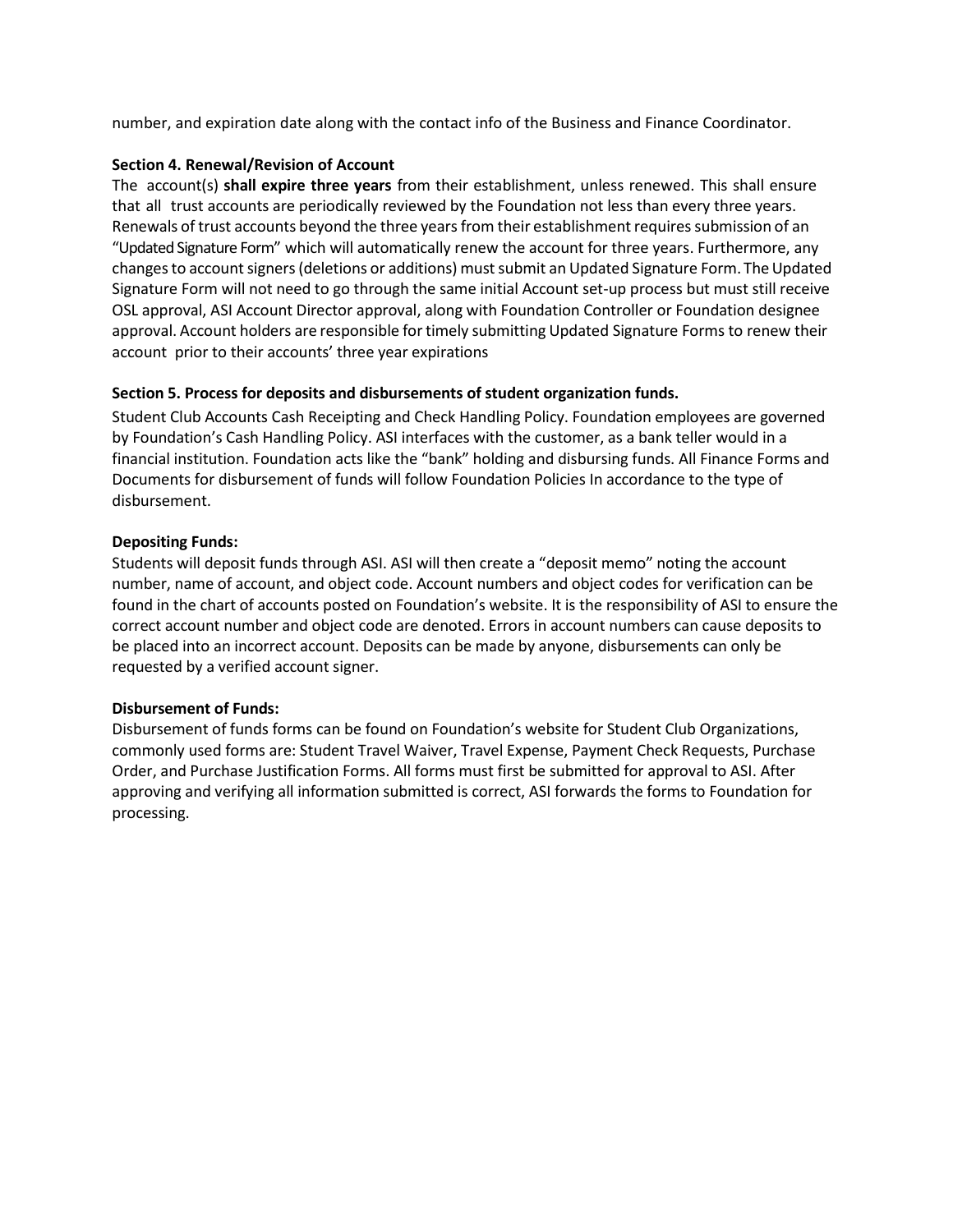number, and expiration date along with the contact info of the Business and Finance Coordinator.

**Section 4. Renewal/Revision of Account**

The account(s) **shall expire three years** from their establishment, unless renewed. This shall ensure that all trust accounts are periodically reviewed by the Foundation not less than every three years. Renewals of trust accounts beyond the three years from their establishment requires submission of an "Updated Signature Form" which will automatically renew the account for three years. Furthermore, any changes to account signers (deletions or additions) must submit an Updated Signature Form. The Updated Signature Form will not need to go through the same initial Account set-up process but must still receive OSL approval, ASI Account Director approval, along with Foundation Controller or Foundation designee approval. Account holders are responsible for timely submitting Updated Signature Forms to renew their account prior to their accounts' three year expirations

**Section 5. Process for deposits and disbursements of student organization funds.**

Student Club Accounts Cash Receipting and Check Handling Policy. Foundation employees are governed by Foundation's Cash Handling Policy. ASI interfaces with the customer, as a bank teller would in a financial institution. Foundation acts like the "bank" holding and disbursing funds. All Finance Forms and Documents for disbursement of funds will follow Foundation Policies In accordance to the type of disbursement.

**Depositing Funds:**

Students will deposit funds through ASI. ASI will then create a "deposit memo" noting the account number, name of account, and object code. Account numbers and object codes for verification can be found in the chart of accounts posted on Foundation's website. It is the responsibility of ASI to ensure the correct account number and object code are denoted. Errors in account numbers can cause deposits to be placed into an incorrect account. Deposits can be made by anyone, disbursements can only be requested by a verified account signer.

**Disbursement of Funds:**

Disbursement of funds forms can be found on Foundation's website for Student Club Organizations, commonly used forms are: Student Travel Waiver, Travel Expense, Payment Check Requests, Purchase Order, and Purchase Justification Forms. All forms must first be submitted for approval to ASI. After approving and verifying all information submitted is correct, ASI forwards the forms to Foundation for processing.